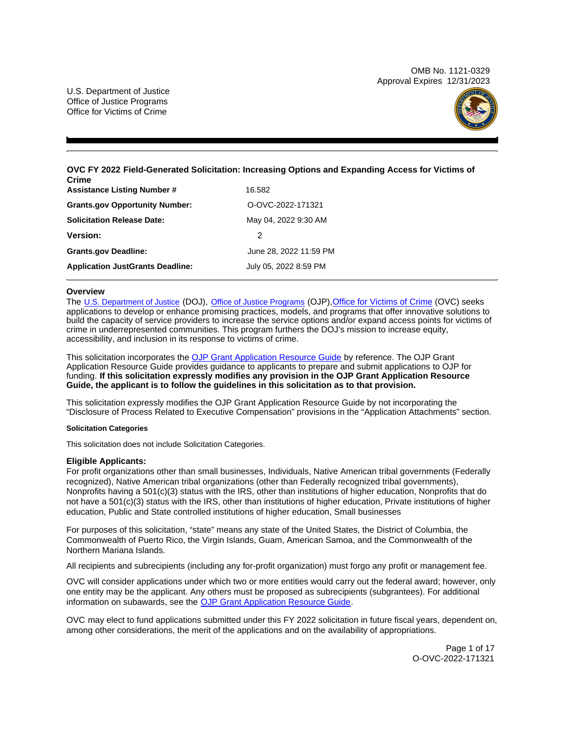OMB No. 1121-0329
Approval Expires 12/31/2023

U.S. Department of Justice
Office of Justice Programs
Office for Victims of Crime

# OVC FY 2022 Field-Generated Solicitation: Increasing Options and Expanding Access for Victims of Crime

| | |
|---|---|
| **Assistance Listing Number #** | 16.582 |
| **Grants.gov Opportunity Number:** | O-OVC-2022-171321 |
| **Solicitation Release Date:** | May 04, 2022 9:30 AM |
| **Version:** | 2 |
| **Grants.gov Deadline:** | June 28, 2022 11:59 PM |
| **Application JustGrants Deadline:** | July 05, 2022 8:59 PM |

## Overview

The U.S. Department of Justice (DOJ), Office of Justice Programs (OJP), Office for Victims of Crime (OVC) seeks applications to develop or enhance promising practices, models, and programs that offer innovative solutions to build the capacity of service providers to increase the service options and/or expand access points for victims of crime in underrepresented communities. This program furthers the DOJ's mission to increase equity, accessibility, and inclusion in its response to victims of crime.

This solicitation incorporates the OJP Grant Application Resource Guide by reference. The OJP Grant Application Resource Guide provides guidance to applicants to prepare and submit applications to OJP for funding. **If this solicitation expressly modifies any provision in the OJP Grant Application Resource Guide, the applicant is to follow the guidelines in this solicitation as to that provision.**

This solicitation expressly modifies the OJP Grant Application Resource Guide by not incorporating the "Disclosure of Process Related to Executive Compensation" provisions in the "Application Attachments" section.

#### Solicitation Categories

This solicitation does not include Solicitation Categories.

### Eligible Applicants:

For profit organizations other than small businesses, Individuals, Native American tribal governments (Federally recognized), Native American tribal organizations (other than Federally recognized tribal governments), Nonprofits having a 501(c)(3) status with the IRS, other than institutions of higher education, Nonprofits that do not have a 501(c)(3) status with the IRS, other than institutions of higher education, Private institutions of higher education, Public and State controlled institutions of higher education, Small businesses

For purposes of this solicitation, "state" means any state of the United States, the District of Columbia, the Commonwealth of Puerto Rico, the Virgin Islands, Guam, American Samoa, and the Commonwealth of the Northern Mariana Islands.

All recipients and subrecipients (including any for-profit organization) must forgo any profit or management fee.

OVC will consider applications under which two or more entities would carry out the federal award; however, only one entity may be the applicant. Any others must be proposed as subrecipients (subgrantees). For additional information on subawards, see the OJP Grant Application Resource Guide.

OVC may elect to fund applications submitted under this FY 2022 solicitation in future fiscal years, dependent on, among other considerations, the merit of the applications and on the availability of appropriations.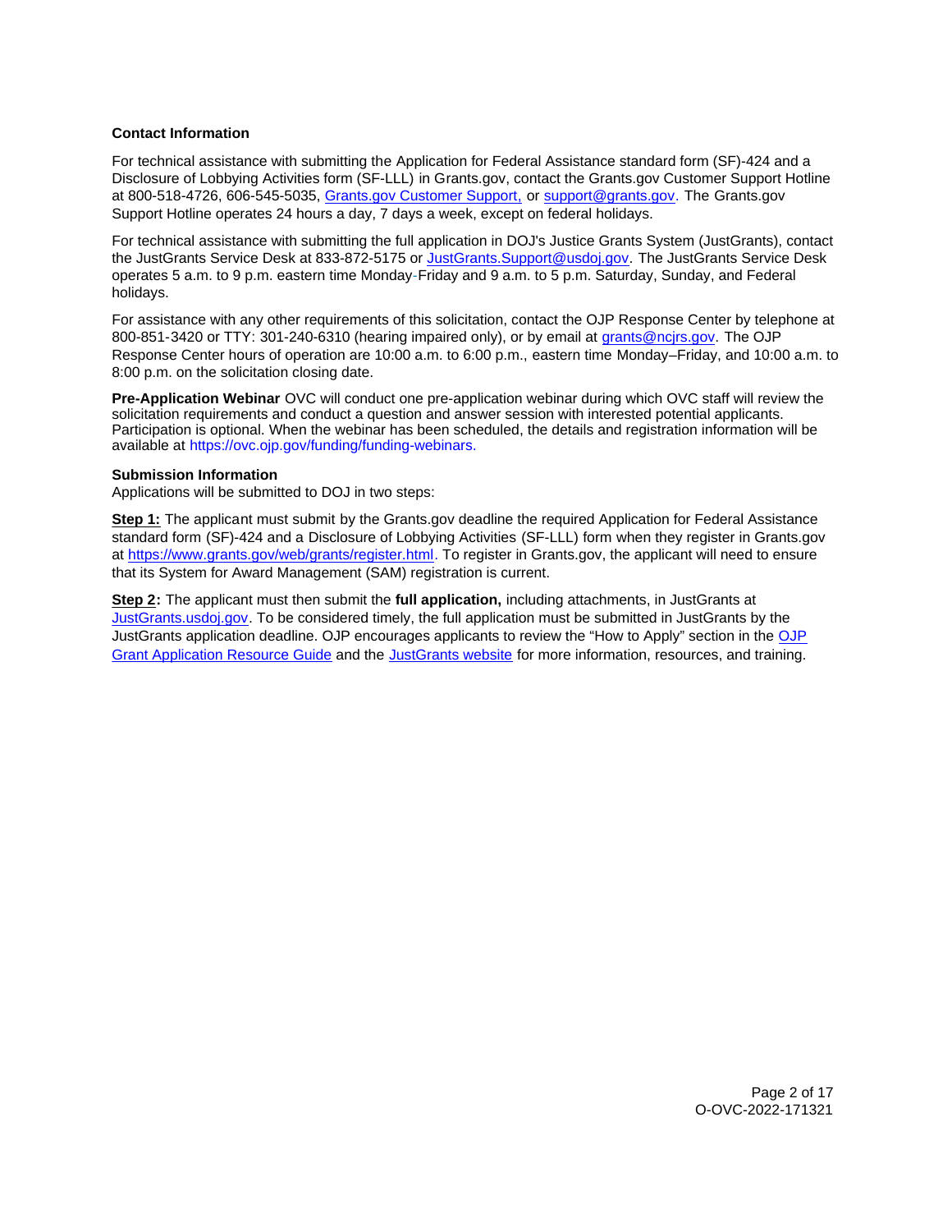**Contact Information**

For technical assistance with submitting the Application for Federal Assistance standard form (SF)-424 and a Disclosure of Lobbying Activities form (SF-LLL) in Grants.gov, contact the Grants.gov Customer Support Hotline at 800-518-4726, 606-545-5035, Grants.gov Customer Support, or support@grants.gov. The Grants.gov Support Hotline operates 24 hours a day, 7 days a week, except on federal holidays.

For technical assistance with submitting the full application in DOJ's Justice Grants System (JustGrants), contact the JustGrants Service Desk at 833-872-5175 or JustGrants.Support@usdoj.gov. The JustGrants Service Desk operates 5 a.m. to 9 p.m. eastern time Monday-Friday and 9 a.m. to 5 p.m. Saturday, Sunday, and Federal holidays.

For assistance with any other requirements of this solicitation, contact the OJP Response Center by telephone at 800-851-3420 or TTY: 301-240-6310 (hearing impaired only), or by email at grants@ncjrs.gov. The OJP Response Center hours of operation are 10:00 a.m. to 6:00 p.m., eastern time Monday–Friday, and 10:00 a.m. to 8:00 p.m. on the solicitation closing date.

**Pre-Application Webinar** OVC will conduct one pre-application webinar during which OVC staff will review the solicitation requirements and conduct a question and answer session with interested potential applicants. Participation is optional. When the webinar has been scheduled, the details and registration information will be available at https://ovc.ojp.gov/funding/funding-webinars.

**Submission Information**

Applications will be submitted to DOJ in two steps:

**Step 1:** The applicant must submit by the Grants.gov deadline the required Application for Federal Assistance standard form (SF)-424 and a Disclosure of Lobbying Activities (SF-LLL) form when they register in Grants.gov at https://www.grants.gov/web/grants/register.html. To register in Grants.gov, the applicant will need to ensure that its System for Award Management (SAM) registration is current.

**Step 2:** The applicant must then submit the **full application,** including attachments, in JustGrants at JustGrants.usdoj.gov. To be considered timely, the full application must be submitted in JustGrants by the JustGrants application deadline. OJP encourages applicants to review the "How to Apply" section in the OJP Grant Application Resource Guide and the JustGrants website for more information, resources, and training.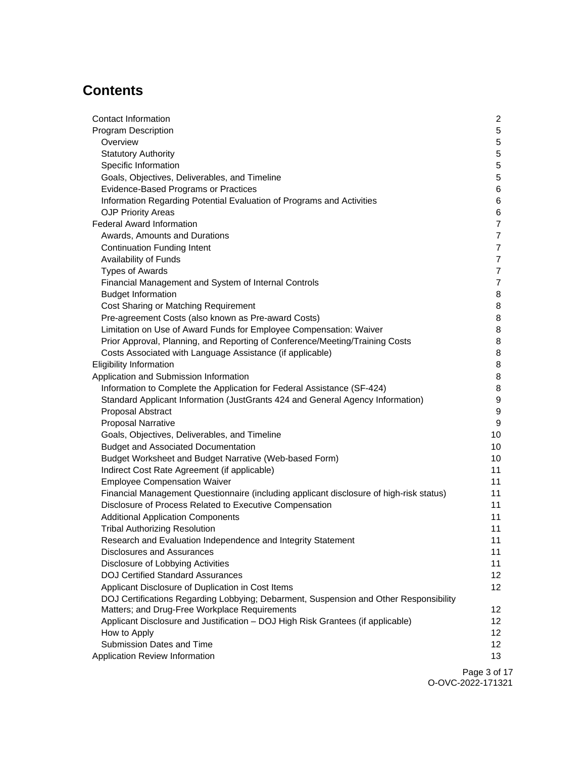## Contents

| | |
|---|---|
| Contact Information | 2 |
| Program Description | 5 |
| &nbsp;&nbsp;Overview | 5 |
| &nbsp;&nbsp;Statutory Authority | 5 |
| &nbsp;&nbsp;Specific Information | 5 |
| &nbsp;&nbsp;Goals, Objectives, Deliverables, and Timeline | 5 |
| &nbsp;&nbsp;Evidence-Based Programs or Practices | 6 |
| &nbsp;&nbsp;Information Regarding Potential Evaluation of Programs and Activities | 6 |
| &nbsp;&nbsp;OJP Priority Areas | 6 |
| Federal Award Information | 7 |
| &nbsp;&nbsp;Awards, Amounts and Durations | 7 |
| &nbsp;&nbsp;Continuation Funding Intent | 7 |
| &nbsp;&nbsp;Availability of Funds | 7 |
| &nbsp;&nbsp;Types of Awards | 7 |
| &nbsp;&nbsp;Financial Management and System of Internal Controls | 7 |
| &nbsp;&nbsp;Budget Information | 8 |
| &nbsp;&nbsp;Cost Sharing or Matching Requirement | 8 |
| &nbsp;&nbsp;Pre-agreement Costs (also known as Pre-award Costs) | 8 |
| &nbsp;&nbsp;Limitation on Use of Award Funds for Employee Compensation: Waiver | 8 |
| &nbsp;&nbsp;Prior Approval, Planning, and Reporting of Conference/Meeting/Training Costs | 8 |
| &nbsp;&nbsp;Costs Associated with Language Assistance (if applicable) | 8 |
| Eligibility Information | 8 |
| Application and Submission Information | 8 |
| &nbsp;&nbsp;Information to Complete the Application for Federal Assistance (SF-424) | 8 |
| &nbsp;&nbsp;Standard Applicant Information (JustGrants 424 and General Agency Information) | 9 |
| &nbsp;&nbsp;Proposal Abstract | 9 |
| &nbsp;&nbsp;Proposal Narrative | 9 |
| &nbsp;&nbsp;Goals, Objectives, Deliverables, and Timeline | 10 |
| &nbsp;&nbsp;Budget and Associated Documentation | 10 |
| &nbsp;&nbsp;Budget Worksheet and Budget Narrative (Web-based Form) | 10 |
| &nbsp;&nbsp;Indirect Cost Rate Agreement (if applicable) | 11 |
| &nbsp;&nbsp;Employee Compensation Waiver | 11 |
| &nbsp;&nbsp;Financial Management Questionnaire (including applicant disclosure of high-risk status) | 11 |
| &nbsp;&nbsp;Disclosure of Process Related to Executive Compensation | 11 |
| &nbsp;&nbsp;Additional Application Components | 11 |
| &nbsp;&nbsp;Tribal Authorizing Resolution | 11 |
| &nbsp;&nbsp;Research and Evaluation Independence and Integrity Statement | 11 |
| &nbsp;&nbsp;Disclosures and Assurances | 11 |
| &nbsp;&nbsp;Disclosure of Lobbying Activities | 11 |
| &nbsp;&nbsp;DOJ Certified Standard Assurances | 12 |
| &nbsp;&nbsp;Applicant Disclosure of Duplication in Cost Items | 12 |
| &nbsp;&nbsp;DOJ Certifications Regarding Lobbying; Debarment, Suspension and Other Responsibility Matters; and Drug-Free Workplace Requirements | 12 |
| &nbsp;&nbsp;Applicant Disclosure and Justification – DOJ High Risk Grantees (if applicable) | 12 |
| &nbsp;&nbsp;How to Apply | 12 |
| &nbsp;&nbsp;Submission Dates and Time | 12 |
| Application Review Information | 13 |

O-OVC-2022-171321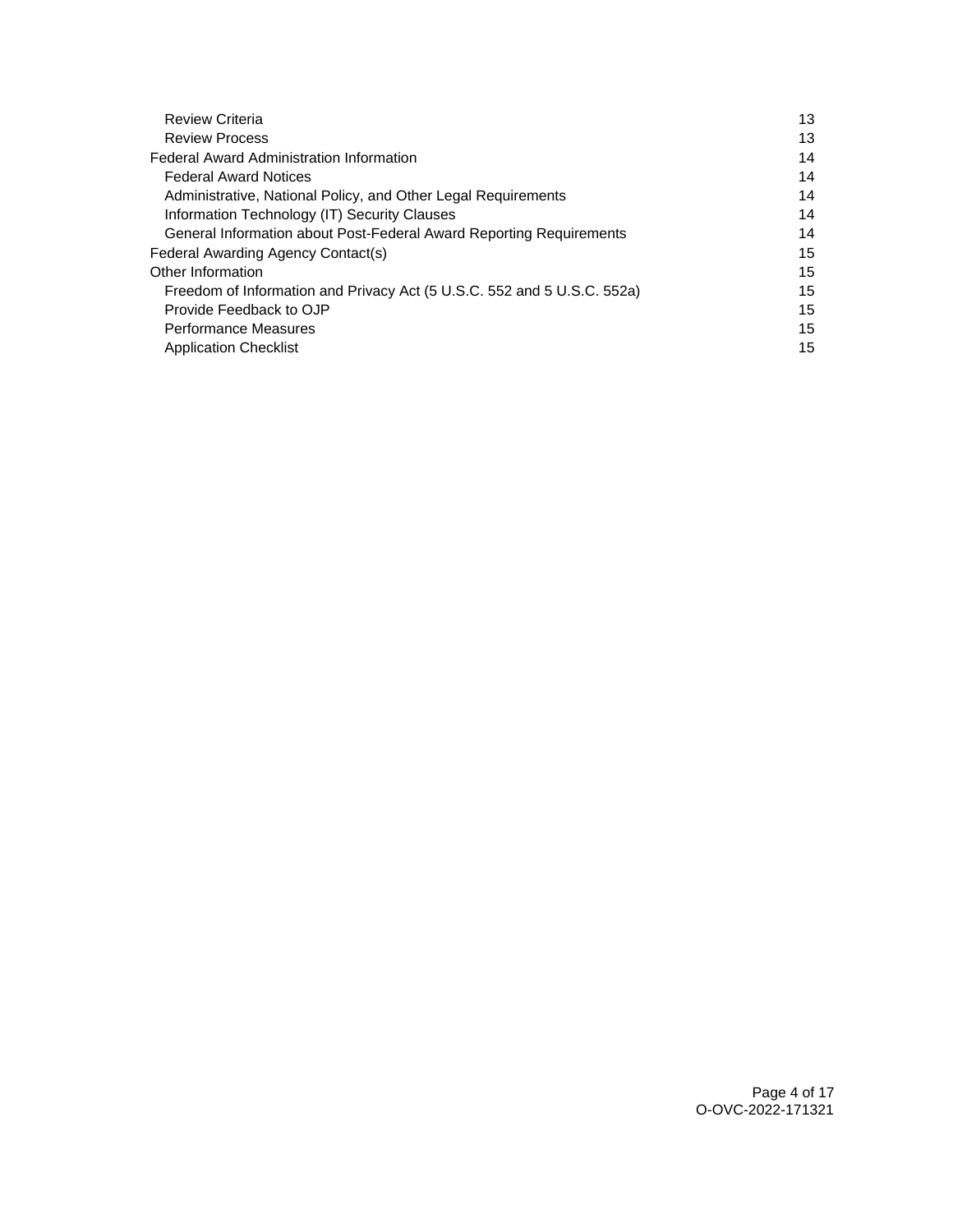Review Criteria 13
Review Process 13
Federal Award Administration Information 14
Federal Award Notices 14
Administrative, National Policy, and Other Legal Requirements 14
Information Technology (IT) Security Clauses 14
General Information about Post-Federal Award Reporting Requirements 14
Federal Awarding Agency Contact(s) 15
Other Information 15
Freedom of Information and Privacy Act (5 U.S.C. 552 and 5 U.S.C. 552a) 15
Provide Feedback to OJP 15
Performance Measures 15
Application Checklist 15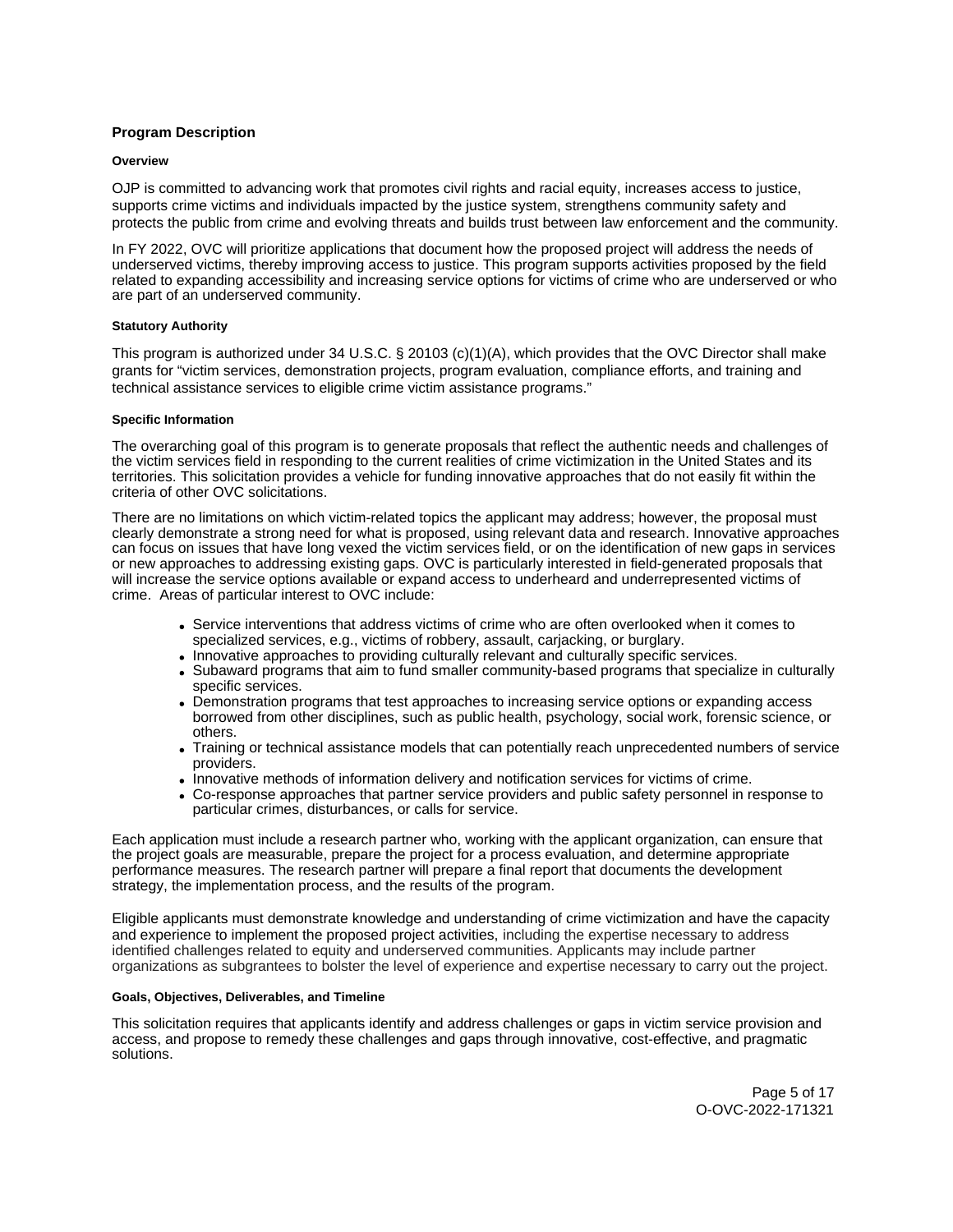## Program Description

### Overview

OJP is committed to advancing work that promotes civil rights and racial equity, increases access to justice, supports crime victims and individuals impacted by the justice system, strengthens community safety and protects the public from crime and evolving threats and builds trust between law enforcement and the community.

In FY 2022, OVC will prioritize applications that document how the proposed project will address the needs of underserved victims, thereby improving access to justice. This program supports activities proposed by the field related to expanding accessibility and increasing service options for victims of crime who are underserved or who are part of an underserved community.

### Statutory Authority

This program is authorized under 34 U.S.C. § 20103 (c)(1)(A), which provides that the OVC Director shall make grants for "victim services, demonstration projects, program evaluation, compliance efforts, and training and technical assistance services to eligible crime victim assistance programs."

### Specific Information

The overarching goal of this program is to generate proposals that reflect the authentic needs and challenges of the victim services field in responding to the current realities of crime victimization in the United States and its territories. This solicitation provides a vehicle for funding innovative approaches that do not easily fit within the criteria of other OVC solicitations.

There are no limitations on which victim-related topics the applicant may address; however, the proposal must clearly demonstrate a strong need for what is proposed, using relevant data and research. Innovative approaches can focus on issues that have long vexed the victim services field, or on the identification of new gaps in services or new approaches to addressing existing gaps. OVC is particularly interested in field-generated proposals that will increase the service options available or expand access to underheard and underrepresented victims of crime. Areas of particular interest to OVC include:

- Service interventions that address victims of crime who are often overlooked when it comes to specialized services, e.g., victims of robbery, assault, carjacking, or burglary.
- Innovative approaches to providing culturally relevant and culturally specific services.
- Subaward programs that aim to fund smaller community-based programs that specialize in culturally specific services.
- Demonstration programs that test approaches to increasing service options or expanding access borrowed from other disciplines, such as public health, psychology, social work, forensic science, or others.
- Training or technical assistance models that can potentially reach unprecedented numbers of service providers.
- Innovative methods of information delivery and notification services for victims of crime.
- Co-response approaches that partner service providers and public safety personnel in response to particular crimes, disturbances, or calls for service.

Each application must include a research partner who, working with the applicant organization, can ensure that the project goals are measurable, prepare the project for a process evaluation, and determine appropriate performance measures. The research partner will prepare a final report that documents the development strategy, the implementation process, and the results of the program.

Eligible applicants must demonstrate knowledge and understanding of crime victimization and have the capacity and experience to implement the proposed project activities, including the expertise necessary to address identified challenges related to equity and underserved communities. Applicants may include partner organizations as subgrantees to bolster the level of experience and expertise necessary to carry out the project.

### Goals, Objectives, Deliverables, and Timeline

This solicitation requires that applicants identify and address challenges or gaps in victim service provision and access, and propose to remedy these challenges and gaps through innovative, cost-effective, and pragmatic solutions.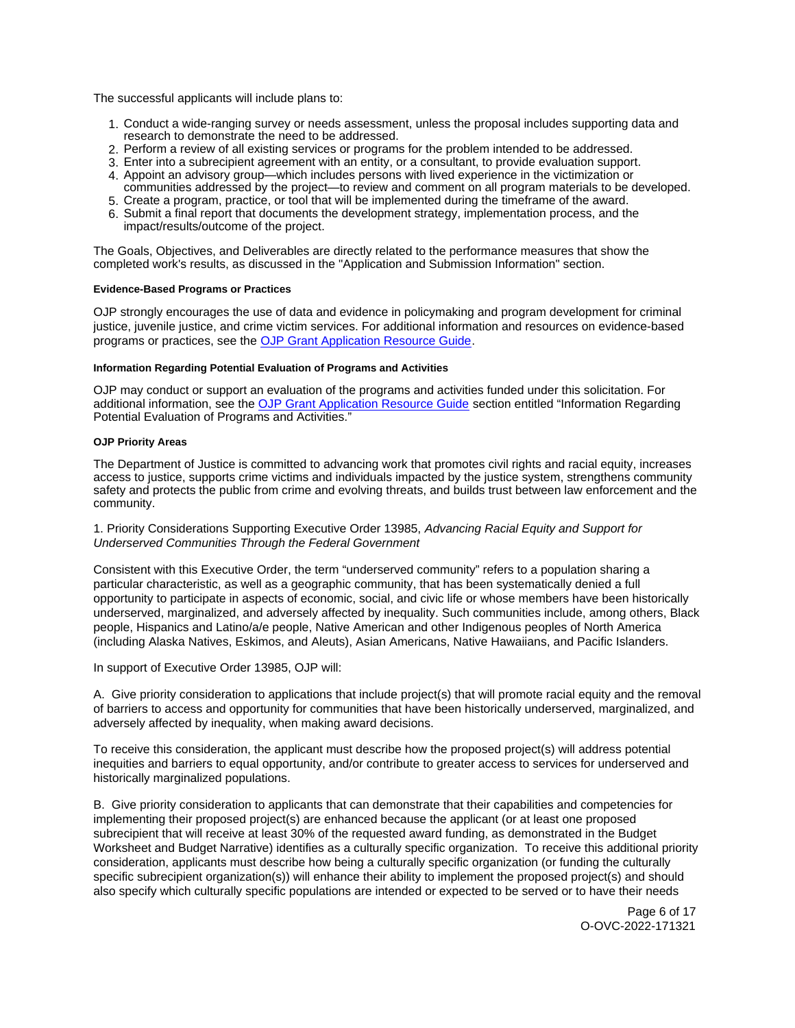The successful applicants will include plans to:

1. Conduct a wide-ranging survey or needs assessment, unless the proposal includes supporting data and research to demonstrate the need to be addressed.
2. Perform a review of all existing services or programs for the problem intended to be addressed.
3. Enter into a subrecipient agreement with an entity, or a consultant, to provide evaluation support.
4. Appoint an advisory group—which includes persons with lived experience in the victimization or communities addressed by the project—to review and comment on all program materials to be developed.
5. Create a program, practice, or tool that will be implemented during the timeframe of the award.
6. Submit a final report that documents the development strategy, implementation process, and the impact/results/outcome of the project.

The Goals, Objectives, and Deliverables are directly related to the performance measures that show the completed work's results, as discussed in the "Application and Submission Information" section.

#### Evidence-Based Programs or Practices

OJP strongly encourages the use of data and evidence in policymaking and program development for criminal justice, juvenile justice, and crime victim services. For additional information and resources on evidence-based programs or practices, see the [OJP Grant Application Resource Guide](https://www.ojp.gov/funding/apply/ojp-grant-application-resource-guide).

#### Information Regarding Potential Evaluation of Programs and Activities

OJP may conduct or support an evaluation of the programs and activities funded under this solicitation. For additional information, see the [OJP Grant Application Resource Guide](https://www.ojp.gov/funding/apply/ojp-grant-application-resource-guide) section entitled "Information Regarding Potential Evaluation of Programs and Activities."

#### OJP Priority Areas

The Department of Justice is committed to advancing work that promotes civil rights and racial equity, increases access to justice, supports crime victims and individuals impacted by the justice system, strengthens community safety and protects the public from crime and evolving threats, and builds trust between law enforcement and the community.

1. Priority Considerations Supporting Executive Order 13985, *Advancing Racial Equity and Support for Underserved Communities Through the Federal Government*

Consistent with this Executive Order, the term "underserved community" refers to a population sharing a particular characteristic, as well as a geographic community, that has been systematically denied a full opportunity to participate in aspects of economic, social, and civic life or whose members have been historically underserved, marginalized, and adversely affected by inequality. Such communities include, among others, Black people, Hispanics and Latino/a/e people, Native American and other Indigenous peoples of North America (including Alaska Natives, Eskimos, and Aleuts), Asian Americans, Native Hawaiians, and Pacific Islanders.

In support of Executive Order 13985, OJP will:

A. Give priority consideration to applications that include project(s) that will promote racial equity and the removal of barriers to access and opportunity for communities that have been historically underserved, marginalized, and adversely affected by inequality, when making award decisions.

To receive this consideration, the applicant must describe how the proposed project(s) will address potential inequities and barriers to equal opportunity, and/or contribute to greater access to services for underserved and historically marginalized populations.

B. Give priority consideration to applicants that can demonstrate that their capabilities and competencies for implementing their proposed project(s) are enhanced because the applicant (or at least one proposed subrecipient that will receive at least 30% of the requested award funding, as demonstrated in the Budget Worksheet and Budget Narrative) identifies as a culturally specific organization. To receive this additional priority consideration, applicants must describe how being a culturally specific organization (or funding the culturally specific subrecipient organization(s)) will enhance their ability to implement the proposed project(s) and should also specify which culturally specific populations are intended or expected to be served or to have their needs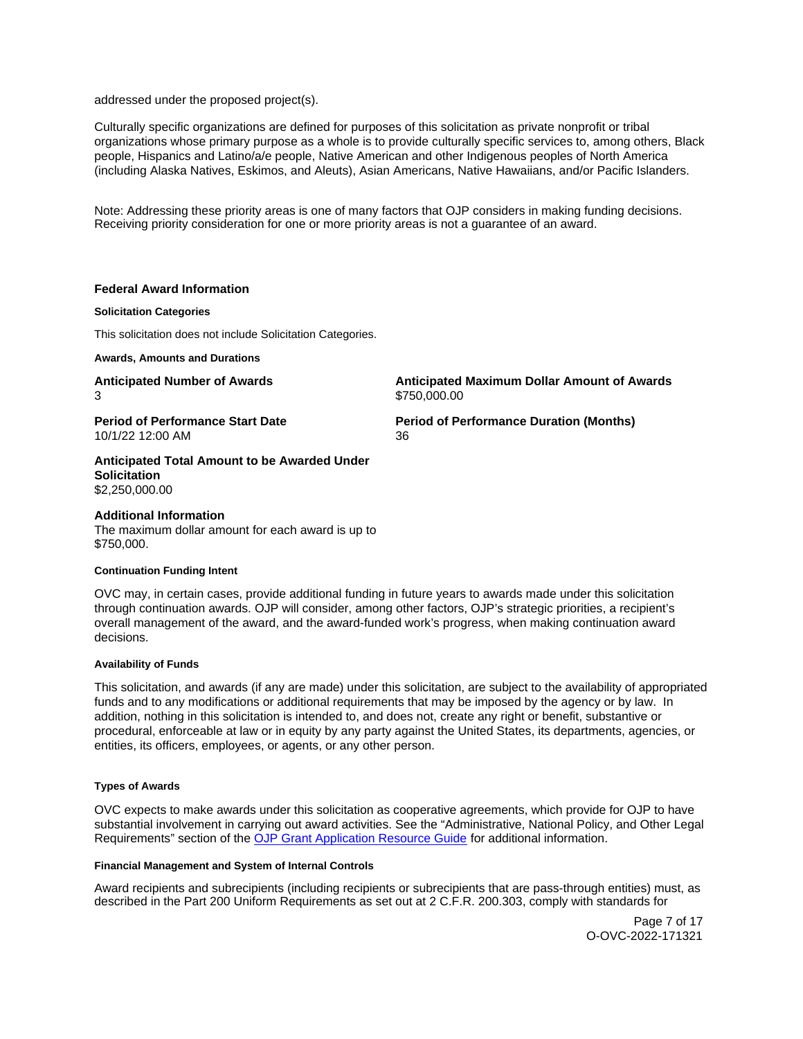addressed under the proposed project(s).

Culturally specific organizations are defined for purposes of this solicitation as private nonprofit or tribal organizations whose primary purpose as a whole is to provide culturally specific services to, among others, Black people, Hispanics and Latino/a/e people, Native American and other Indigenous peoples of North America (including Alaska Natives, Eskimos, and Aleuts), Asian Americans, Native Hawaiians, and/or Pacific Islanders.

Note: Addressing these priority areas is one of many factors that OJP considers in making funding decisions. Receiving priority consideration for one or more priority areas is not a guarantee of an award.

## Federal Award Information

#### Solicitation Categories

This solicitation does not include Solicitation Categories.

#### Awards, Amounts and Durations

**Anticipated Number of Awards**
3

**Anticipated Maximum Dollar Amount of Awards**
$750,000.00

**Period of Performance Start Date**
10/1/22 12:00 AM

**Period of Performance Duration (Months)**
36

**Anticipated Total Amount to be Awarded Under Solicitation**
$2,250,000.00

**Additional Information**
The maximum dollar amount for each award is up to $750,000.

#### Continuation Funding Intent

OVC may, in certain cases, provide additional funding in future years to awards made under this solicitation through continuation awards. OJP will consider, among other factors, OJP's strategic priorities, a recipient's overall management of the award, and the award-funded work's progress, when making continuation award decisions.

#### Availability of Funds

This solicitation, and awards (if any are made) under this solicitation, are subject to the availability of appropriated funds and to any modifications or additional requirements that may be imposed by the agency or by law. In addition, nothing in this solicitation is intended to, and does not, create any right or benefit, substantive or procedural, enforceable at law or in equity by any party against the United States, its departments, agencies, or entities, its officers, employees, or agents, or any other person.

#### Types of Awards

OVC expects to make awards under this solicitation as cooperative agreements, which provide for OJP to have substantial involvement in carrying out award activities. See the "Administrative, National Policy, and Other Legal Requirements" section of the OJP Grant Application Resource Guide for additional information.

#### Financial Management and System of Internal Controls

Award recipients and subrecipients (including recipients or subrecipients that are pass-through entities) must, as described in the Part 200 Uniform Requirements as set out at 2 C.F.R. 200.303, comply with standards for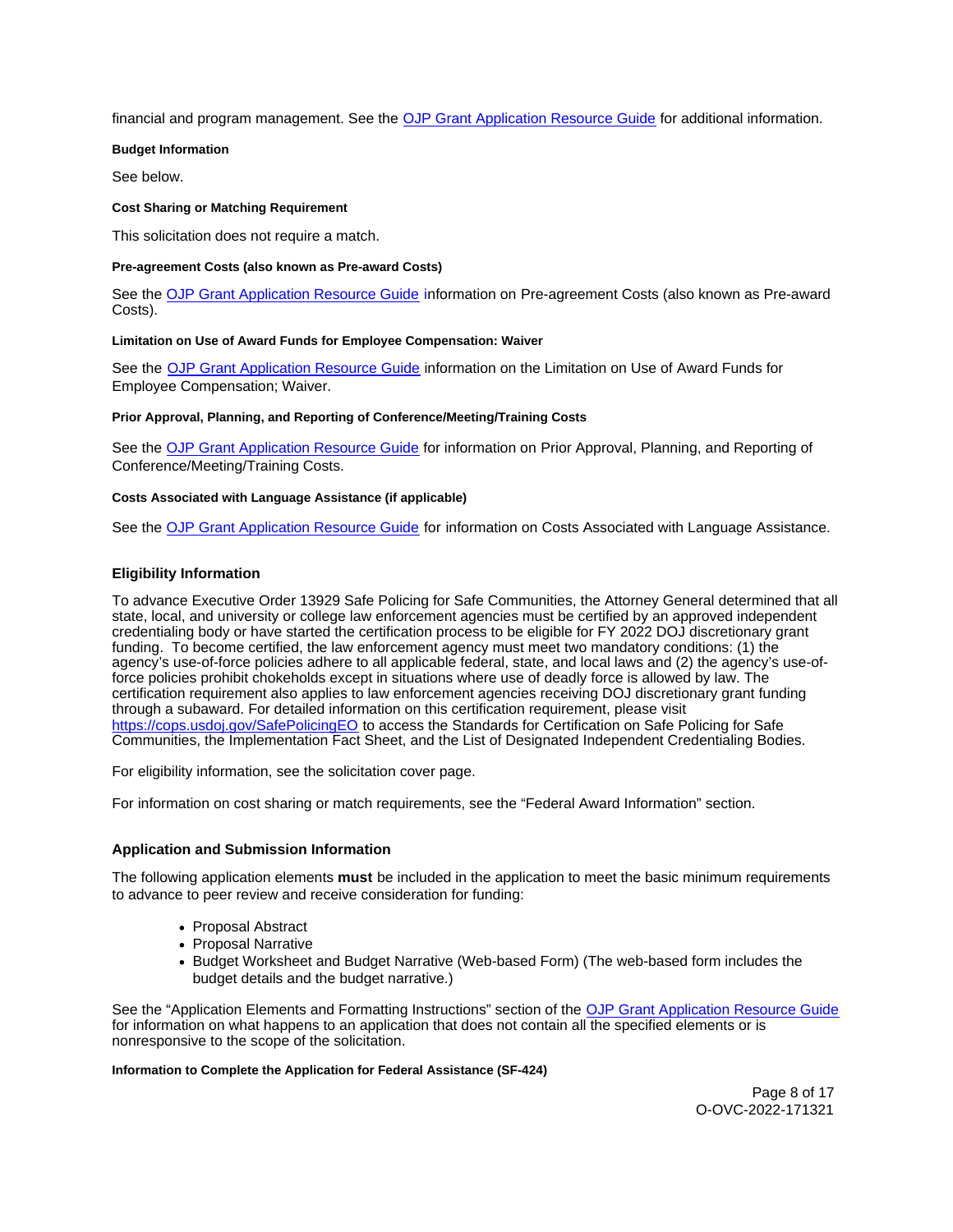financial and program management. See the [OJP Grant Application Resource Guide](#) for additional information.

#### Budget Information

See below.

#### Cost Sharing or Matching Requirement

This solicitation does not require a match.

#### Pre-agreement Costs (also known as Pre-award Costs)

See the [OJP Grant Application Resource Guide](#) information on Pre-agreement Costs (also known as Pre-award Costs).

#### Limitation on Use of Award Funds for Employee Compensation: Waiver

See the [OJP Grant Application Resource Guide](#) information on the Limitation on Use of Award Funds for Employee Compensation; Waiver.

#### Prior Approval, Planning, and Reporting of Conference/Meeting/Training Costs

See the [OJP Grant Application Resource Guide](#) for information on Prior Approval, Planning, and Reporting of Conference/Meeting/Training Costs.

#### Costs Associated with Language Assistance (if applicable)

See the [OJP Grant Application Resource Guide](#) for information on Costs Associated with Language Assistance.

### Eligibility Information

To advance Executive Order 13929 Safe Policing for Safe Communities, the Attorney General determined that all state, local, and university or college law enforcement agencies must be certified by an approved independent credentialing body or have started the certification process to be eligible for FY 2022 DOJ discretionary grant funding. To become certified, the law enforcement agency must meet two mandatory conditions: (1) the agency's use-of-force policies adhere to all applicable federal, state, and local laws and (2) the agency's use-of-force policies prohibit chokeholds except in situations where use of deadly force is allowed by law. The certification requirement also applies to law enforcement agencies receiving DOJ discretionary grant funding through a subaward. For detailed information on this certification requirement, please visit https://cops.usdoj.gov/SafePolicingEO to access the Standards for Certification on Safe Policing for Safe Communities, the Implementation Fact Sheet, and the List of Designated Independent Credentialing Bodies.

For eligibility information, see the solicitation cover page.

For information on cost sharing or match requirements, see the "Federal Award Information" section.

### Application and Submission Information

The following application elements **must** be included in the application to meet the basic minimum requirements to advance to peer review and receive consideration for funding:

- Proposal Abstract
- Proposal Narrative
- Budget Worksheet and Budget Narrative (Web-based Form) (The web-based form includes the budget details and the budget narrative.)

See the "Application Elements and Formatting Instructions" section of the [OJP Grant Application Resource Guide](#) for information on what happens to an application that does not contain all the specified elements or is nonresponsive to the scope of the solicitation.

#### Information to Complete the Application for Federal Assistance (SF-424)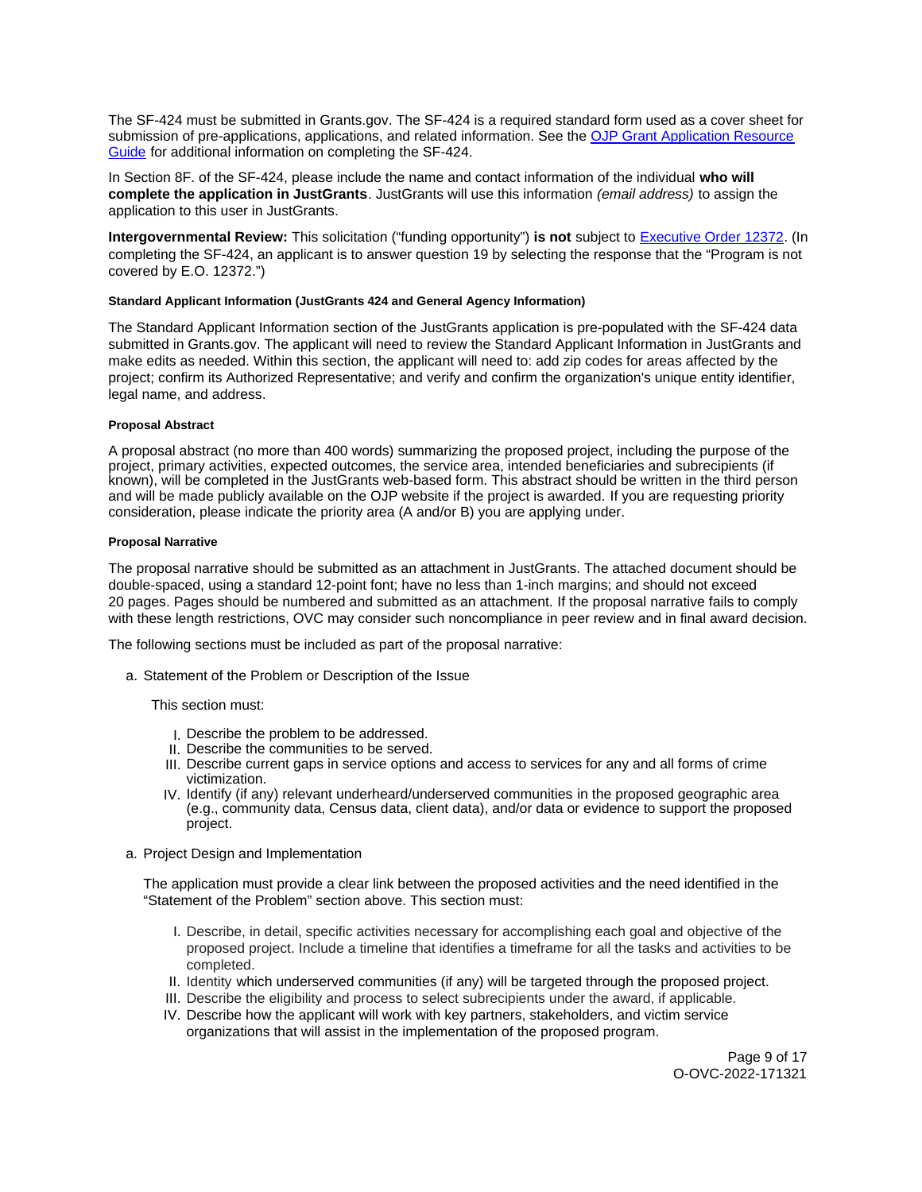The SF-424 must be submitted in Grants.gov. The SF-424 is a required standard form used as a cover sheet for submission of pre-applications, applications, and related information. See the [OJP Grant Application Resource Guide](#) for additional information on completing the SF-424.

In Section 8F. of the SF-424, please include the name and contact information of the individual **who will complete the application in JustGrants**. JustGrants will use this information *(email address)* to assign the application to this user in JustGrants.

**Intergovernmental Review:** This solicitation ("funding opportunity") **is not** subject to [Executive Order 12372](#). (In completing the SF-424, an applicant is to answer question 19 by selecting the response that the "Program is not covered by E.O. 12372.")

#### Standard Applicant Information (JustGrants 424 and General Agency Information)

The Standard Applicant Information section of the JustGrants application is pre-populated with the SF-424 data submitted in Grants.gov. The applicant will need to review the Standard Applicant Information in JustGrants and make edits as needed. Within this section, the applicant will need to: add zip codes for areas affected by the project; confirm its Authorized Representative; and verify and confirm the organization's unique entity identifier, legal name, and address.

#### Proposal Abstract

A proposal abstract (no more than 400 words) summarizing the proposed project, including the purpose of the project, primary activities, expected outcomes, the service area, intended beneficiaries and subrecipients (if known), will be completed in the JustGrants web-based form. This abstract should be written in the third person and will be made publicly available on the OJP website if the project is awarded. If you are requesting priority consideration, please indicate the priority area (A and/or B) you are applying under.

#### Proposal Narrative

The proposal narrative should be submitted as an attachment in JustGrants. The attached document should be double-spaced, using a standard 12-point font; have no less than 1-inch margins; and should not exceed 20 pages. Pages should be numbered and submitted as an attachment. If the proposal narrative fails to comply with these length restrictions, OVC may consider such noncompliance in peer review and in final award decision.

The following sections must be included as part of the proposal narrative:

a. Statement of the Problem or Description of the Issue

   This section must:

   I. Describe the problem to be addressed.
   II. Describe the communities to be served.
   III. Describe current gaps in service options and access to services for any and all forms of crime victimization.
   IV. Identify (if any) relevant underheard/underserved communities in the proposed geographic area (e.g., community data, Census data, client data), and/or data or evidence to support the proposed project.

a. Project Design and Implementation

   The application must provide a clear link between the proposed activities and the need identified in the "Statement of the Problem" section above. This section must:

   I. Describe, in detail, specific activities necessary for accomplishing each goal and objective of the proposed project. Include a timeline that identifies a timeframe for all the tasks and activities to be completed.
   II. Identity which underserved communities (if any) will be targeted through the proposed project.
   III. Describe the eligibility and process to select subrecipients under the award, if applicable.
   IV. Describe how the applicant will work with key partners, stakeholders, and victim service organizations that will assist in the implementation of the proposed program.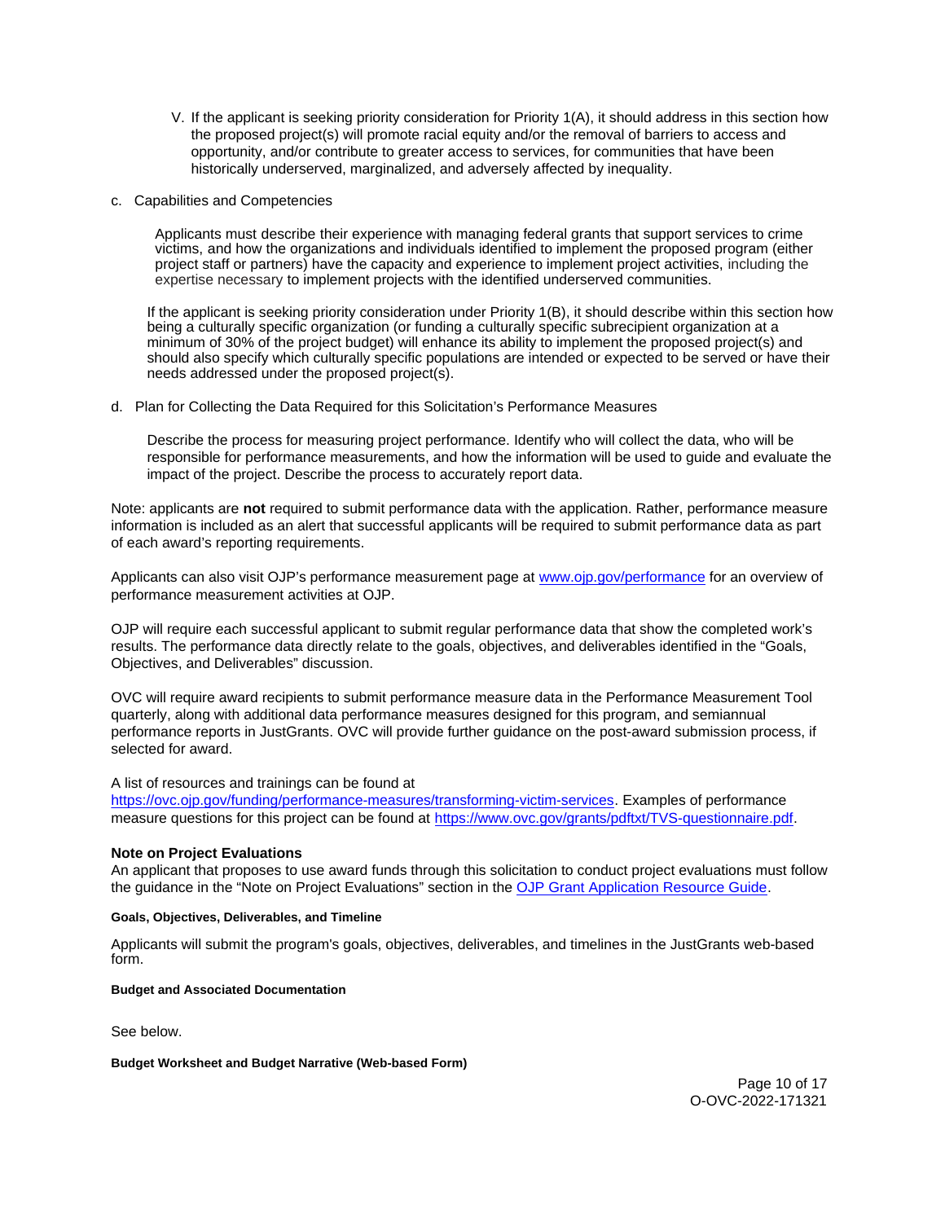V. If the applicant is seeking priority consideration for Priority 1(A), it should address in this section how the proposed project(s) will promote racial equity and/or the removal of barriers to access and opportunity, and/or contribute to greater access to services, for communities that have been historically underserved, marginalized, and adversely affected by inequality.

c. Capabilities and Competencies

Applicants must describe their experience with managing federal grants that support services to crime victims, and how the organizations and individuals identified to implement the proposed program (either project staff or partners) have the capacity and experience to implement project activities, including the expertise necessary to implement projects with the identified underserved communities.

If the applicant is seeking priority consideration under Priority 1(B), it should describe within this section how being a culturally specific organization (or funding a culturally specific subrecipient organization at a minimum of 30% of the project budget) will enhance its ability to implement the proposed project(s) and should also specify which culturally specific populations are intended or expected to be served or have their needs addressed under the proposed project(s).

d. Plan for Collecting the Data Required for this Solicitation's Performance Measures

Describe the process for measuring project performance. Identify who will collect the data, who will be responsible for performance measurements, and how the information will be used to guide and evaluate the impact of the project. Describe the process to accurately report data.

Note: applicants are **not** required to submit performance data with the application. Rather, performance measure information is included as an alert that successful applicants will be required to submit performance data as part of each award's reporting requirements.

Applicants can also visit OJP's performance measurement page at [www.ojp.gov/performance](www.ojp.gov/performance) for an overview of performance measurement activities at OJP.

OJP will require each successful applicant to submit regular performance data that show the completed work's results. The performance data directly relate to the goals, objectives, and deliverables identified in the "Goals, Objectives, and Deliverables" discussion.

OVC will require award recipients to submit performance measure data in the Performance Measurement Tool quarterly, along with additional data performance measures designed for this program, and semiannual performance reports in JustGrants. OVC will provide further guidance on the post-award submission process, if selected for award.

A list of resources and trainings can be found at [https://ovc.ojp.gov/funding/performance-measures/transforming-victim-services](https://ovc.ojp.gov/funding/performance-measures/transforming-victim-services). Examples of performance measure questions for this project can be found at [https://www.ovc.gov/grants/pdftxt/TVS-questionnaire.pdf](https://www.ovc.gov/grants/pdftxt/TVS-questionnaire.pdf).

**Note on Project Evaluations**

An applicant that proposes to use award funds through this solicitation to conduct project evaluations must follow the guidance in the "Note on Project Evaluations" section in the OJP Grant Application Resource Guide.

**Goals, Objectives, Deliverables, and Timeline**

Applicants will submit the program's goals, objectives, deliverables, and timelines in the JustGrants web-based form.

**Budget and Associated Documentation**

See below.

**Budget Worksheet and Budget Narrative (Web-based Form)**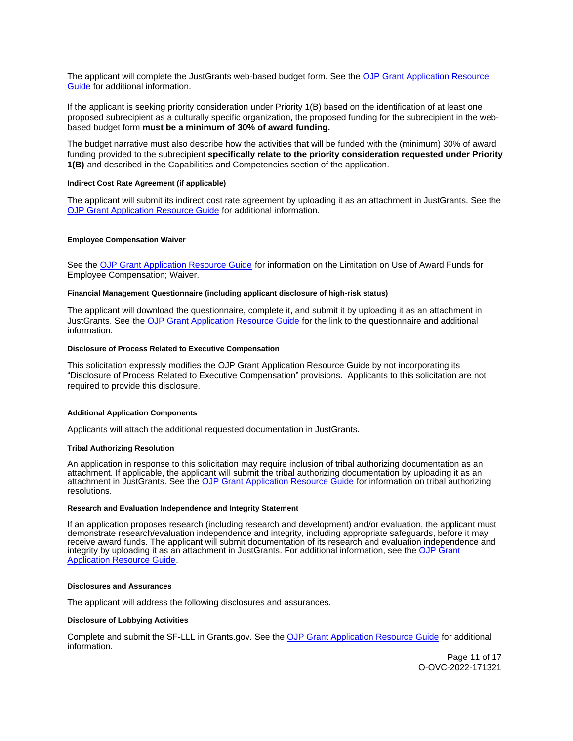The applicant will complete the JustGrants web-based budget form. See the [OJP Grant Application Resource Guide] for additional information.

If the applicant is seeking priority consideration under Priority 1(B) based on the identification of at least one proposed subrecipient as a culturally specific organization, the proposed funding for the subrecipient in the web-based budget form **must be a minimum of 30% of award funding.**

The budget narrative must also describe how the activities that will be funded with the (minimum) 30% of award funding provided to the subrecipient **specifically relate to the priority consideration requested under Priority 1(B)** and described in the Capabilities and Competencies section of the application.

#### Indirect Cost Rate Agreement (if applicable)

The applicant will submit its indirect cost rate agreement by uploading it as an attachment in JustGrants. See the [OJP Grant Application Resource Guide] for additional information.

#### Employee Compensation Waiver

See the [OJP Grant Application Resource Guide] for information on the Limitation on Use of Award Funds for Employee Compensation; Waiver.

#### Financial Management Questionnaire (including applicant disclosure of high-risk status)

The applicant will download the questionnaire, complete it, and submit it by uploading it as an attachment in JustGrants. See the [OJP Grant Application Resource Guide] for the link to the questionnaire and additional information.

#### Disclosure of Process Related to Executive Compensation

This solicitation expressly modifies the OJP Grant Application Resource Guide by not incorporating its "Disclosure of Process Related to Executive Compensation" provisions. Applicants to this solicitation are not required to provide this disclosure.

#### Additional Application Components

Applicants will attach the additional requested documentation in JustGrants.

#### Tribal Authorizing Resolution

An application in response to this solicitation may require inclusion of tribal authorizing documentation as an attachment. If applicable, the applicant will submit the tribal authorizing documentation by uploading it as an attachment in JustGrants. See the [OJP Grant Application Resource Guide] for information on tribal authorizing resolutions.

#### Research and Evaluation Independence and Integrity Statement

If an application proposes research (including research and development) and/or evaluation, the applicant must demonstrate research/evaluation independence and integrity, including appropriate safeguards, before it may receive award funds. The applicant will submit documentation of its research and evaluation independence and integrity by uploading it as an attachment in JustGrants. For additional information, see the [OJP Grant Application Resource Guide].

#### Disclosures and Assurances

The applicant will address the following disclosures and assurances.

#### Disclosure of Lobbying Activities

Complete and submit the SF-LLL in Grants.gov. See the [OJP Grant Application Resource Guide] for additional information.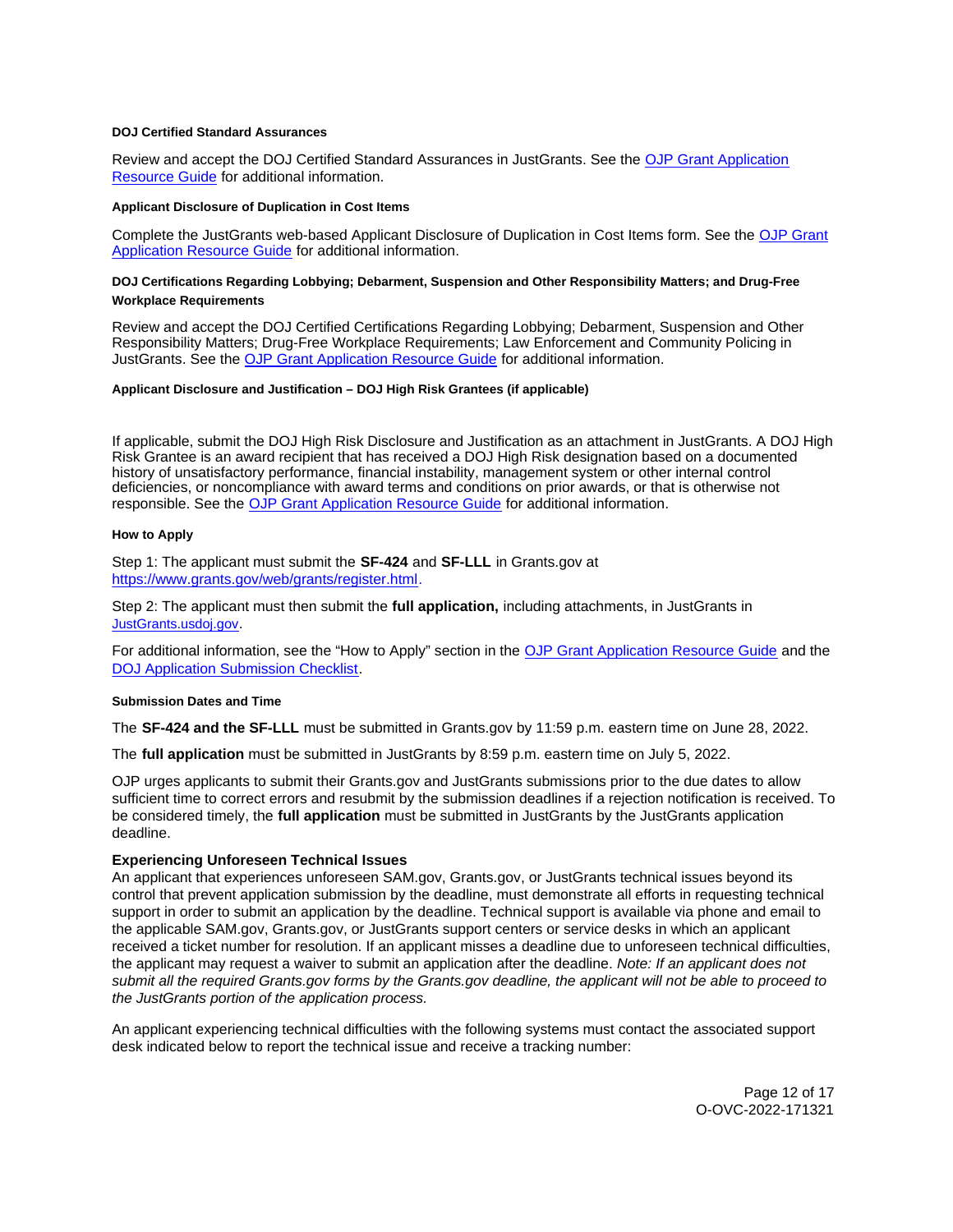#### DOJ Certified Standard Assurances

Review and accept the DOJ Certified Standard Assurances in JustGrants. See the [OJP Grant Application Resource Guide](#) for additional information.

#### Applicant Disclosure of Duplication in Cost Items

Complete the JustGrants web-based Applicant Disclosure of Duplication in Cost Items form. See the [OJP Grant Application Resource Guide](#) for additional information.

#### DOJ Certifications Regarding Lobbying; Debarment, Suspension and Other Responsibility Matters; and Drug-Free Workplace Requirements

Review and accept the DOJ Certified Certifications Regarding Lobbying; Debarment, Suspension and Other Responsibility Matters; Drug-Free Workplace Requirements; Law Enforcement and Community Policing in JustGrants. See the [OJP Grant Application Resource Guide](#) for additional information.

#### Applicant Disclosure and Justification – DOJ High Risk Grantees (if applicable)

If applicable, submit the DOJ High Risk Disclosure and Justification as an attachment in JustGrants. A DOJ High Risk Grantee is an award recipient that has received a DOJ High Risk designation based on a documented history of unsatisfactory performance, financial instability, management system or other internal control deficiencies, or noncompliance with award terms and conditions on prior awards, or that is otherwise not responsible. See the [OJP Grant Application Resource Guide](#) for additional information.

#### How to Apply

Step 1: The applicant must submit the **SF-424** and **SF-LLL** in Grants.gov at [https://www.grants.gov/web/grants/register.html](https://www.grants.gov/web/grants/register.html).

Step 2: The applicant must then submit the **full application,** including attachments, in JustGrants in [JustGrants.usdoj.gov](#).

For additional information, see the "How to Apply" section in the [OJP Grant Application Resource Guide](#) and the [DOJ Application Submission Checklist](#).

#### Submission Dates and Time

The **SF-424 and the SF-LLL** must be submitted in Grants.gov by 11:59 p.m. eastern time on June 28, 2022.

The **full application** must be submitted in JustGrants by 8:59 p.m. eastern time on July 5, 2022.

OJP urges applicants to submit their Grants.gov and JustGrants submissions prior to the due dates to allow sufficient time to correct errors and resubmit by the submission deadlines if a rejection notification is received. To be considered timely, the **full application** must be submitted in JustGrants by the JustGrants application deadline.

### Experiencing Unforeseen Technical Issues

An applicant that experiences unforeseen SAM.gov, Grants.gov, or JustGrants technical issues beyond its control that prevent application submission by the deadline, must demonstrate all efforts in requesting technical support in order to submit an application by the deadline. Technical support is available via phone and email to the applicable SAM.gov, Grants.gov, or JustGrants support centers or service desks in which an applicant received a ticket number for resolution. If an applicant misses a deadline due to unforeseen technical difficulties, the applicant may request a waiver to submit an application after the deadline. *Note: If an applicant does not submit all the required Grants.gov forms by the Grants.gov deadline, the applicant will not be able to proceed to the JustGrants portion of the application process.*

An applicant experiencing technical difficulties with the following systems must contact the associated support desk indicated below to report the technical issue and receive a tracking number: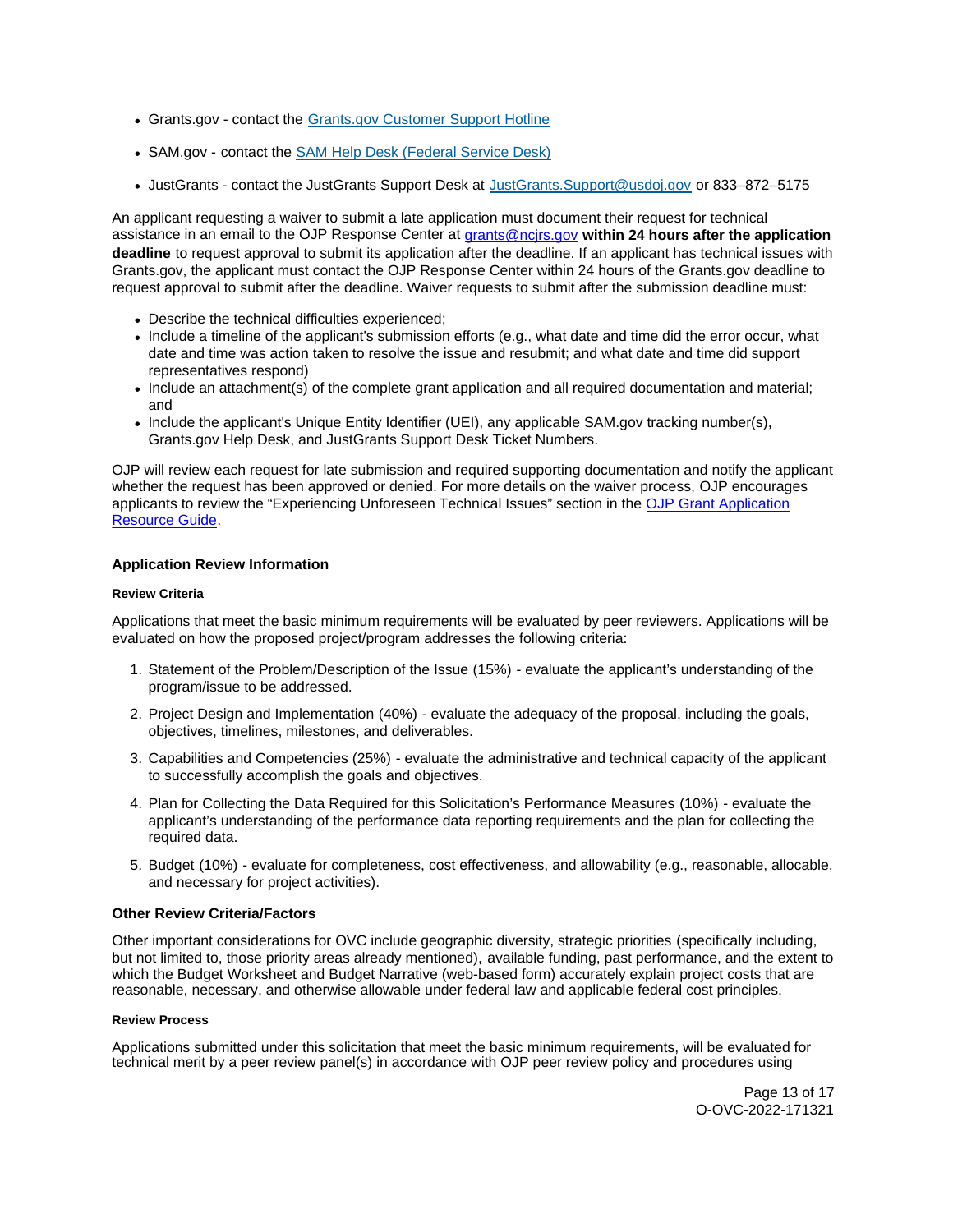- Grants.gov - contact the [Grants.gov Customer Support Hotline]
- SAM.gov - contact the [SAM Help Desk (Federal Service Desk)]
- JustGrants - contact the JustGrants Support Desk at JustGrants.Support@usdoj.gov or 833–872–5175

An applicant requesting a waiver to submit a late application must document their request for technical assistance in an email to the OJP Response Center at grants@ncjrs.gov **within 24 hours after the application deadline** to request approval to submit its application after the deadline. If an applicant has technical issues with Grants.gov, the applicant must contact the OJP Response Center within 24 hours of the Grants.gov deadline to request approval to submit after the deadline. Waiver requests to submit after the submission deadline must:

- Describe the technical difficulties experienced;
- Include a timeline of the applicant's submission efforts (e.g., what date and time did the error occur, what date and time was action taken to resolve the issue and resubmit; and what date and time did support representatives respond)
- Include an attachment(s) of the complete grant application and all required documentation and material; and
- Include the applicant's Unique Entity Identifier (UEI), any applicable SAM.gov tracking number(s), Grants.gov Help Desk, and JustGrants Support Desk Ticket Numbers.

OJP will review each request for late submission and required supporting documentation and notify the applicant whether the request has been approved or denied. For more details on the waiver process, OJP encourages applicants to review the "Experiencing Unforeseen Technical Issues" section in the OJP Grant Application Resource Guide.

### Application Review Information

#### Review Criteria

Applications that meet the basic minimum requirements will be evaluated by peer reviewers. Applications will be evaluated on how the proposed project/program addresses the following criteria:

1. Statement of the Problem/Description of the Issue (15%) - evaluate the applicant's understanding of the program/issue to be addressed.
2. Project Design and Implementation (40%) - evaluate the adequacy of the proposal, including the goals, objectives, timelines, milestones, and deliverables.
3. Capabilities and Competencies (25%) - evaluate the administrative and technical capacity of the applicant to successfully accomplish the goals and objectives.
4. Plan for Collecting the Data Required for this Solicitation's Performance Measures (10%) - evaluate the applicant's understanding of the performance data reporting requirements and the plan for collecting the required data.
5. Budget (10%) - evaluate for completeness, cost effectiveness, and allowability (e.g., reasonable, allocable, and necessary for project activities).

### Other Review Criteria/Factors

Other important considerations for OVC include geographic diversity, strategic priorities (specifically including, but not limited to, those priority areas already mentioned), available funding, past performance, and the extent to which the Budget Worksheet and Budget Narrative (web-based form) accurately explain project costs that are reasonable, necessary, and otherwise allowable under federal law and applicable federal cost principles.

#### Review Process

Applications submitted under this solicitation that meet the basic minimum requirements, will be evaluated for technical merit by a peer review panel(s) in accordance with OJP peer review policy and procedures using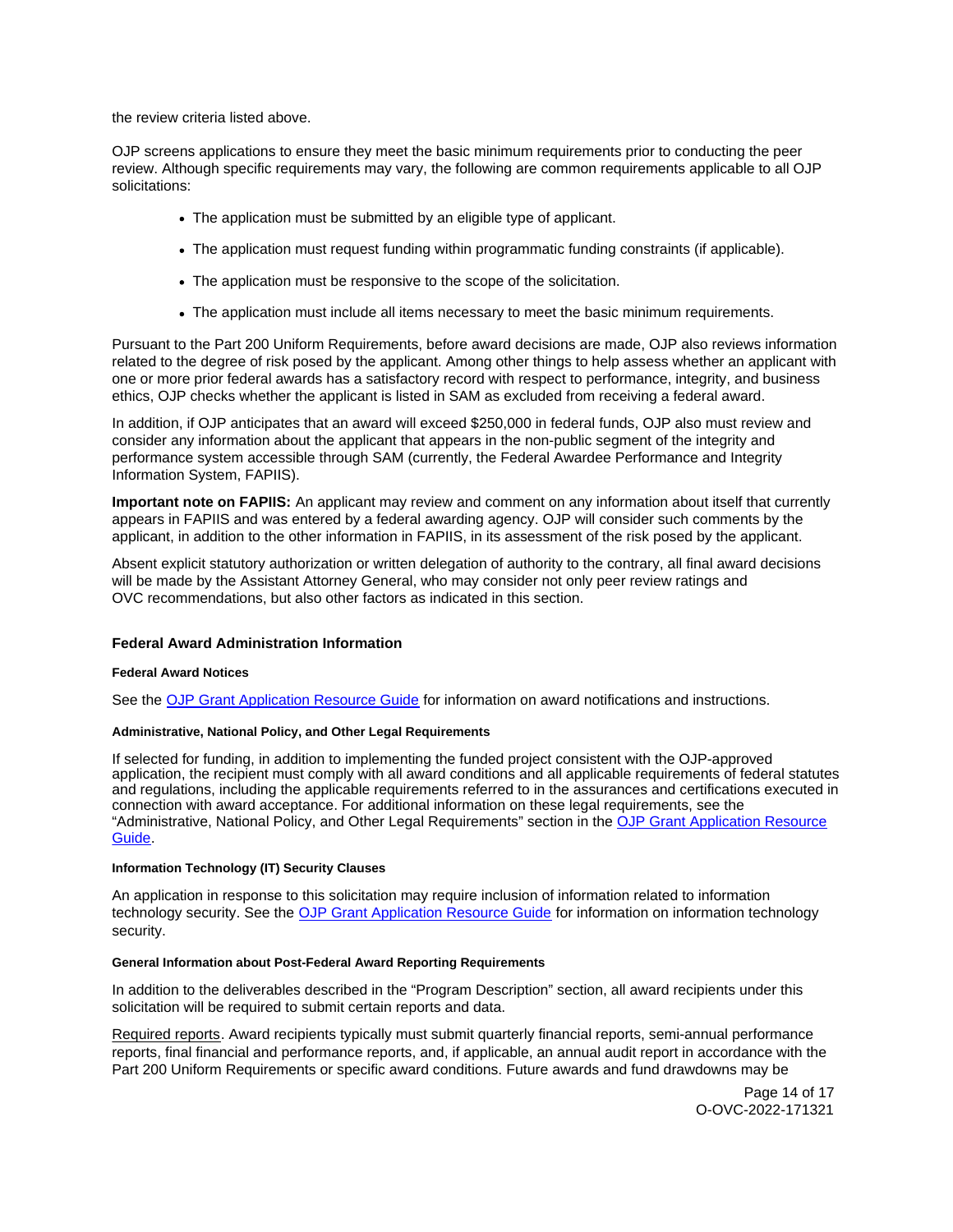the review criteria listed above.

OJP screens applications to ensure they meet the basic minimum requirements prior to conducting the peer review. Although specific requirements may vary, the following are common requirements applicable to all OJP solicitations:

- The application must be submitted by an eligible type of applicant.
- The application must request funding within programmatic funding constraints (if applicable).
- The application must be responsive to the scope of the solicitation.
- The application must include all items necessary to meet the basic minimum requirements.

Pursuant to the Part 200 Uniform Requirements, before award decisions are made, OJP also reviews information related to the degree of risk posed by the applicant. Among other things to help assess whether an applicant with one or more prior federal awards has a satisfactory record with respect to performance, integrity, and business ethics, OJP checks whether the applicant is listed in SAM as excluded from receiving a federal award.

In addition, if OJP anticipates that an award will exceed $250,000 in federal funds, OJP also must review and consider any information about the applicant that appears in the non-public segment of the integrity and performance system accessible through SAM (currently, the Federal Awardee Performance and Integrity Information System, FAPIIS).

**Important note on FAPIIS:** An applicant may review and comment on any information about itself that currently appears in FAPIIS and was entered by a federal awarding agency. OJP will consider such comments by the applicant, in addition to the other information in FAPIIS, in its assessment of the risk posed by the applicant.

Absent explicit statutory authorization or written delegation of authority to the contrary, all final award decisions will be made by the Assistant Attorney General, who may consider not only peer review ratings and OVC recommendations, but also other factors as indicated in this section.

### Federal Award Administration Information

#### Federal Award Notices

See the [OJP Grant Application Resource Guide] for information on award notifications and instructions.

#### Administrative, National Policy, and Other Legal Requirements

If selected for funding, in addition to implementing the funded project consistent with the OJP-approved application, the recipient must comply with all award conditions and all applicable requirements of federal statutes and regulations, including the applicable requirements referred to in the assurances and certifications executed in connection with award acceptance. For additional information on these legal requirements, see the "Administrative, National Policy, and Other Legal Requirements" section in the [OJP Grant Application Resource Guide].

#### Information Technology (IT) Security Clauses

An application in response to this solicitation may require inclusion of information related to information technology security. See the [OJP Grant Application Resource Guide] for information on information technology security.

#### General Information about Post-Federal Award Reporting Requirements

In addition to the deliverables described in the "Program Description" section, all award recipients under this solicitation will be required to submit certain reports and data.

Required reports. Award recipients typically must submit quarterly financial reports, semi-annual performance reports, final financial and performance reports, and, if applicable, an annual audit report in accordance with the Part 200 Uniform Requirements or specific award conditions. Future awards and fund drawdowns may be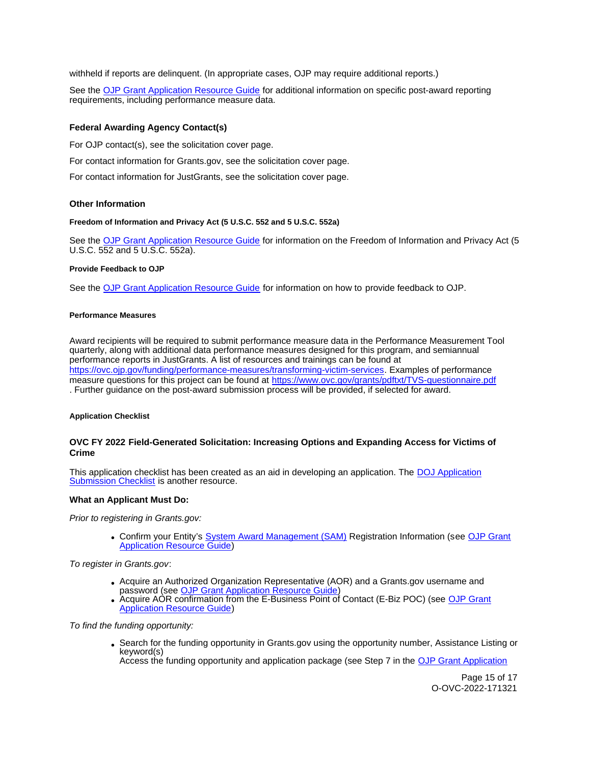withheld if reports are delinquent. (In appropriate cases, OJP may require additional reports.)

See the OJP Grant Application Resource Guide for additional information on specific post-award reporting requirements, including performance measure data.

### Federal Awarding Agency Contact(s)

For OJP contact(s), see the solicitation cover page.

For contact information for Grants.gov, see the solicitation cover page.

For contact information for JustGrants, see the solicitation cover page.

### Other Information

#### Freedom of Information and Privacy Act (5 U.S.C. 552 and 5 U.S.C. 552a)

See the OJP Grant Application Resource Guide for information on the Freedom of Information and Privacy Act (5 U.S.C. 552 and 5 U.S.C. 552a).

#### Provide Feedback to OJP

See the OJP Grant Application Resource Guide for information on how to provide feedback to OJP.

#### Performance Measures

Award recipients will be required to submit performance measure data in the Performance Measurement Tool quarterly, along with additional data performance measures designed for this program, and semiannual performance reports in JustGrants. A list of resources and trainings can be found at https://ovc.ojp.gov/funding/performance-measures/transforming-victim-services. Examples of performance measure questions for this project can be found at https://www.ovc.gov/grants/pdftxt/TVS-questionnaire.pdf . Further guidance on the post-award submission process will be provided, if selected for award.

#### Application Checklist

### OVC FY 2022 Field-Generated Solicitation: Increasing Options and Expanding Access for Victims of Crime

This application checklist has been created as an aid in developing an application. The DOJ Application Submission Checklist is another resource.

**What an Applicant Must Do:**

*Prior to registering in Grants.gov:*

- Confirm your Entity's System Award Management (SAM) Registration Information (see OJP Grant Application Resource Guide)

*To register in Grants.gov*:

- Acquire an Authorized Organization Representative (AOR) and a Grants.gov username and password (see OJP Grant Application Resource Guide)
- Acquire AOR confirmation from the E-Business Point of Contact (E-Biz POC) (see OJP Grant Application Resource Guide)

*To find the funding opportunity:*

- Search for the funding opportunity in Grants.gov using the opportunity number, Assistance Listing or keyword(s)
  Access the funding opportunity and application package (see Step 7 in the OJP Grant Application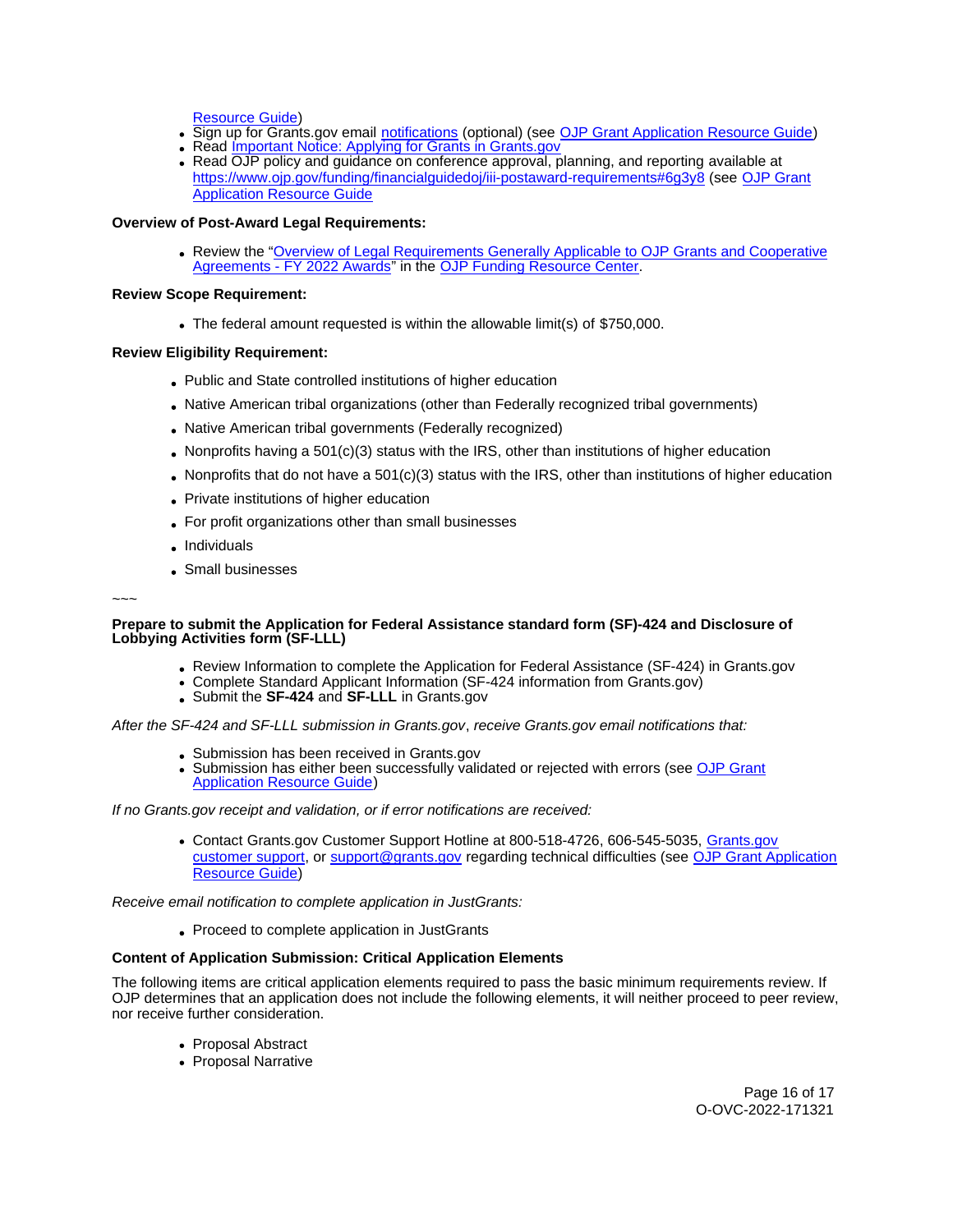Resource Guide)

- Sign up for Grants.gov email notifications (optional) (see OJP Grant Application Resource Guide)
- Read Important Notice: Applying for Grants in Grants.gov
- Read OJP policy and guidance on conference approval, planning, and reporting available at https://www.ojp.gov/funding/financialguidedoj/iii-postaward-requirements#6g3y8 (see OJP Grant Application Resource Guide

**Overview of Post-Award Legal Requirements:**

- Review the "Overview of Legal Requirements Generally Applicable to OJP Grants and Cooperative Agreements - FY 2022 Awards" in the OJP Funding Resource Center.

**Review Scope Requirement:**

- The federal amount requested is within the allowable limit(s) of $750,000.

**Review Eligibility Requirement:**

- Public and State controlled institutions of higher education
- Native American tribal organizations (other than Federally recognized tribal governments)
- Native American tribal governments (Federally recognized)
- Nonprofits having a 501(c)(3) status with the IRS, other than institutions of higher education
- Nonprofits that do not have a 501(c)(3) status with the IRS, other than institutions of higher education
- Private institutions of higher education
- For profit organizations other than small businesses
- Individuals
- Small businesses

~~~

**Prepare to submit the Application for Federal Assistance standard form (SF)-424 and Disclosure of Lobbying Activities form (SF-LLL)**

- Review Information to complete the Application for Federal Assistance (SF-424) in Grants.gov
- Complete Standard Applicant Information (SF-424 information from Grants.gov)
- Submit the **SF-424** and **SF-LLL** in Grants.gov

*After the SF-424 and SF-LLL submission in Grants.gov, receive Grants.gov email notifications that:*

- Submission has been received in Grants.gov
- Submission has either been successfully validated or rejected with errors (see OJP Grant Application Resource Guide)

*If no Grants.gov receipt and validation, or if error notifications are received:*

- Contact Grants.gov Customer Support Hotline at 800-518-4726, 606-545-5035, Grants.gov customer support, or support@grants.gov regarding technical difficulties (see OJP Grant Application Resource Guide)

*Receive email notification to complete application in JustGrants:*

- Proceed to complete application in JustGrants

**Content of Application Submission: Critical Application Elements**

The following items are critical application elements required to pass the basic minimum requirements review. If OJP determines that an application does not include the following elements, it will neither proceed to peer review, nor receive further consideration.

- Proposal Abstract
- Proposal Narrative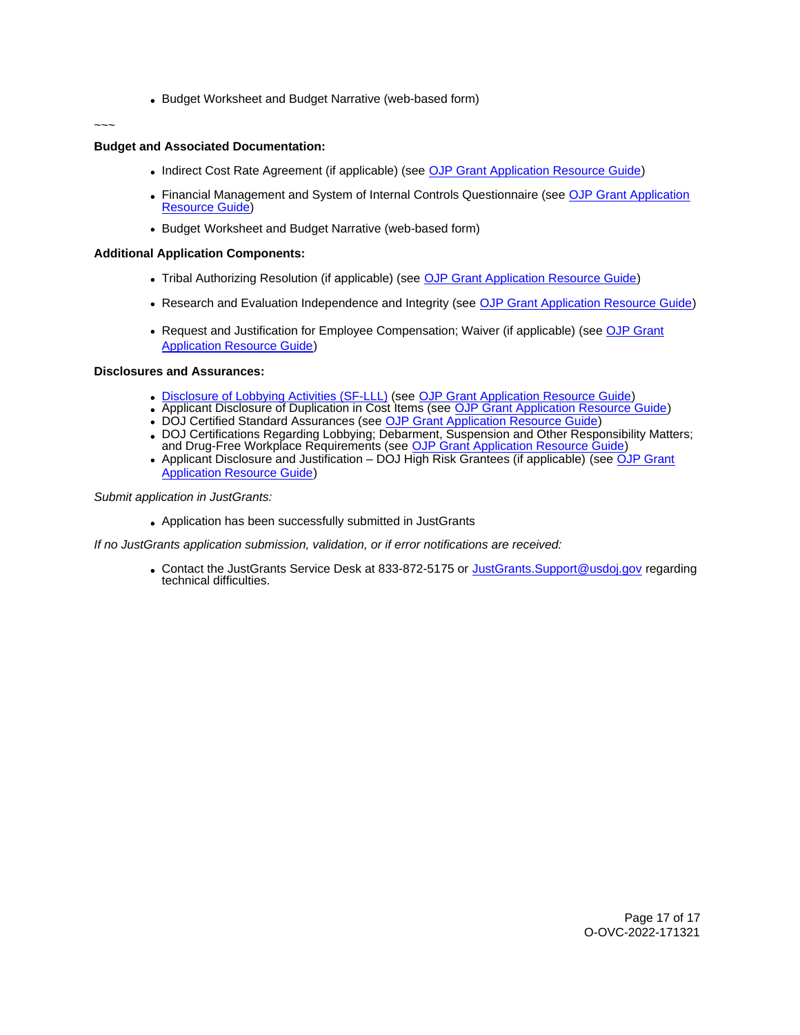- Budget Worksheet and Budget Narrative (web-based form)

~~~

**Budget and Associated Documentation:**

- Indirect Cost Rate Agreement (if applicable) (see OJP Grant Application Resource Guide)
- Financial Management and System of Internal Controls Questionnaire (see OJP Grant Application Resource Guide)
- Budget Worksheet and Budget Narrative (web-based form)

**Additional Application Components:**

- Tribal Authorizing Resolution (if applicable) (see OJP Grant Application Resource Guide)
- Research and Evaluation Independence and Integrity (see OJP Grant Application Resource Guide)
- Request and Justification for Employee Compensation; Waiver (if applicable) (see OJP Grant Application Resource Guide)

**Disclosures and Assurances:**

- Disclosure of Lobbying Activities (SF-LLL) (see OJP Grant Application Resource Guide)
- Applicant Disclosure of Duplication in Cost Items (see OJP Grant Application Resource Guide)
- DOJ Certified Standard Assurances (see OJP Grant Application Resource Guide)
- DOJ Certifications Regarding Lobbying; Debarment, Suspension and Other Responsibility Matters; and Drug-Free Workplace Requirements (see OJP Grant Application Resource Guide)
- Applicant Disclosure and Justification – DOJ High Risk Grantees (if applicable) (see OJP Grant Application Resource Guide)

*Submit application in JustGrants:*

- Application has been successfully submitted in JustGrants

*If no JustGrants application submission, validation, or if error notifications are received:*

- Contact the JustGrants Service Desk at 833-872-5175 or JustGrants.Support@usdoj.gov regarding technical difficulties.